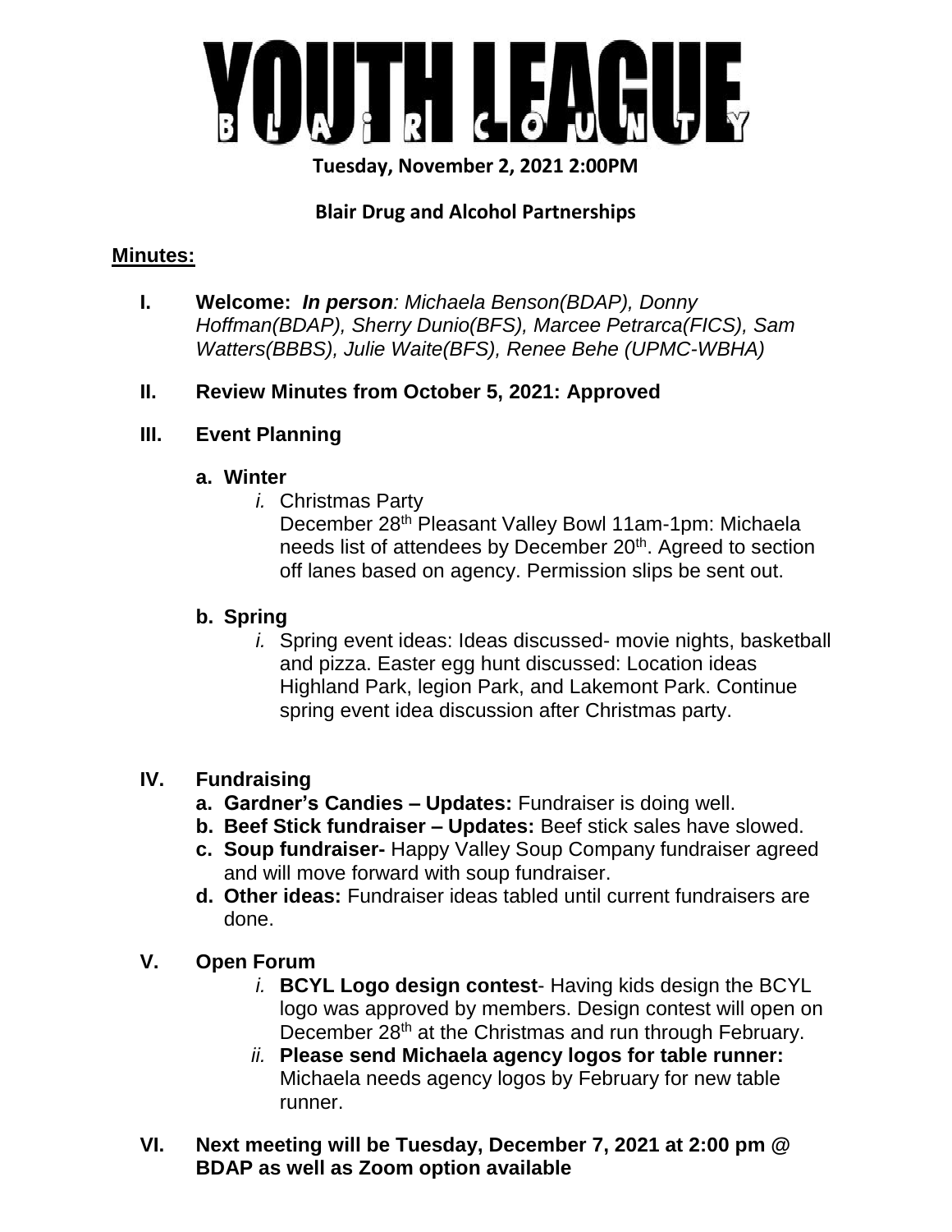# YOUTH LEAGUE
## B L A i R C O U N T Y

**Tuesday, November 2, 2021 2:00PM**

**Blair Drug and Alcohol Partnerships**

**Minutes:**

I. **Welcome:** ***In person**: Michaela Benson(BDAP), Donny Hoffman(BDAP), Sherry Dunio(BFS), Marcee Petrarca(FICS), Sam Watters(BBBS), Julie Waite(BFS), Renee Behe (UPMC-WBHA)*

II. **Review Minutes from October 5, 2021: Approved**

III. **Event Planning**

   a. **Winter**

      *i.* Christmas Party
      December 28th Pleasant Valley Bowl 11am-1pm: Michaela needs list of attendees by December 20th. Agreed to section off lanes based on agency. Permission slips be sent out.

   b. **Spring**

      *i.* Spring event ideas: Ideas discussed- movie nights, basketball and pizza. Easter egg hunt discussed: Location ideas Highland Park, legion Park, and Lakemont Park. Continue spring event idea discussion after Christmas party.

IV. **Fundraising**

   a. **Gardner's Candies – Updates:** Fundraiser is doing well.
   b. **Beef Stick fundraiser – Updates:** Beef stick sales have slowed.
   c. **Soup fundraiser-** Happy Valley Soup Company fundraiser agreed and will move forward with soup fundraiser.
   d. **Other ideas:** Fundraiser ideas tabled until current fundraisers are done.

V. **Open Forum**

   *i.* **BCYL Logo design contest**- Having kids design the BCYL logo was approved by members. Design contest will open on December 28th at the Christmas and run through February.
   *ii.* **Please send Michaela agency logos for table runner:** Michaela needs agency logos by February for new table runner.

VI. **Next meeting will be Tuesday, December 7, 2021 at 2:00 pm @ BDAP as well as Zoom option available**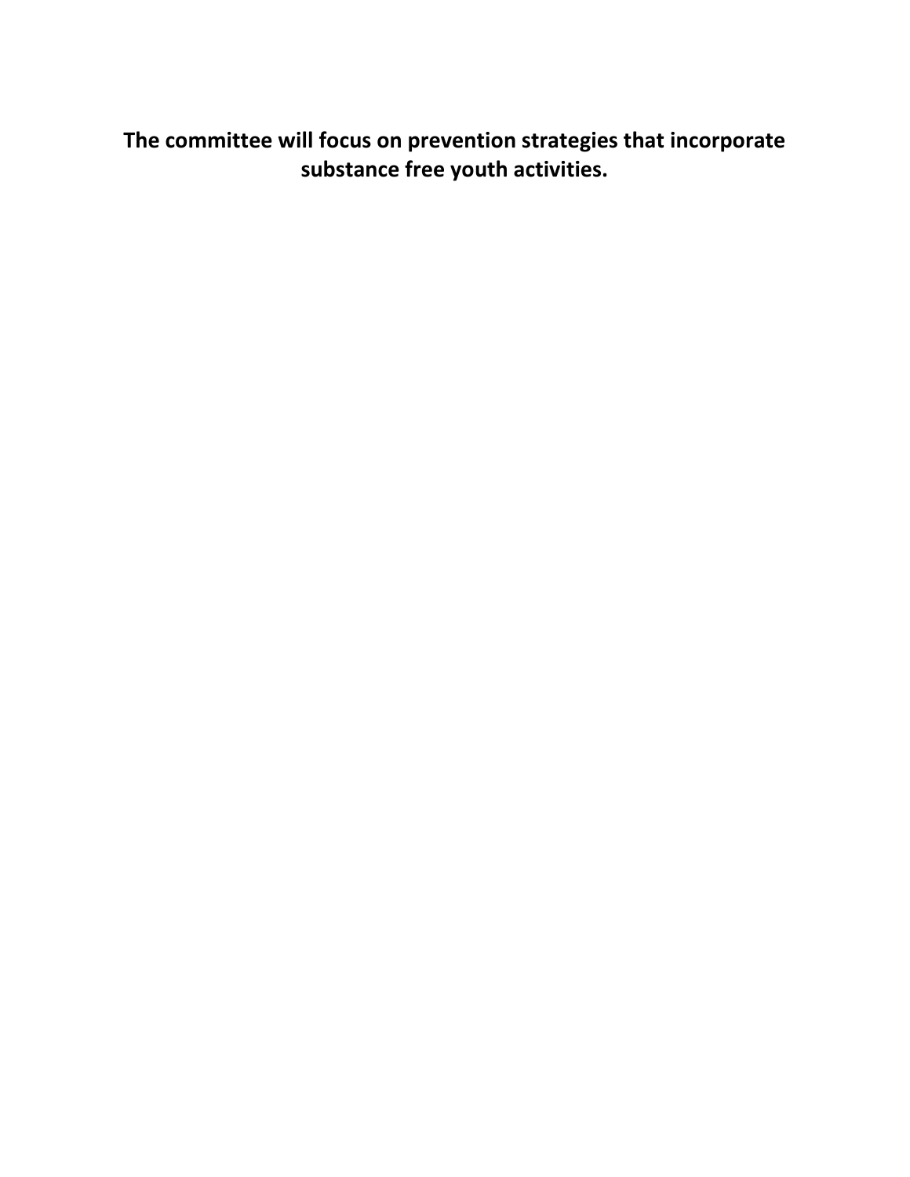**The committee will focus on prevention strategies that incorporate substance free youth activities.**